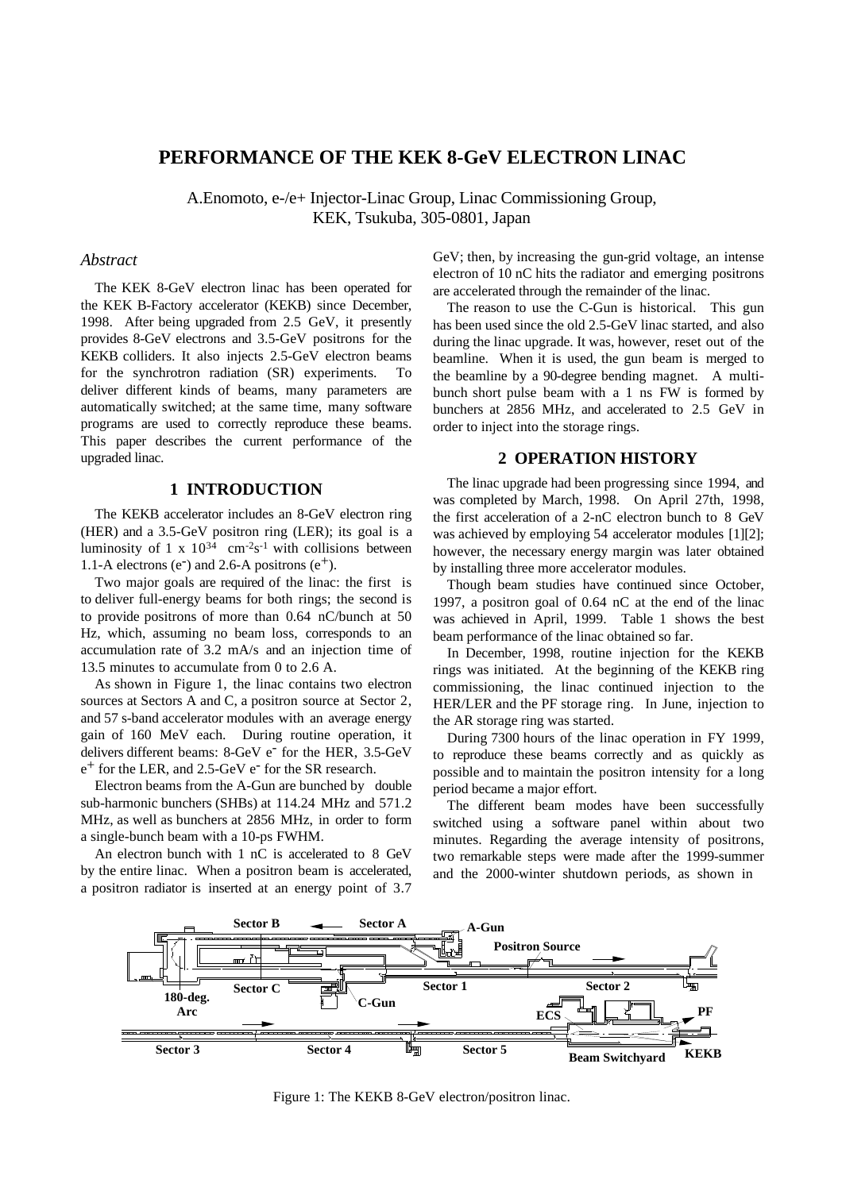# PERFORMANCE OF THE KEK 8-GeV ELECTRON LINAC

A.Enomoto, e-/e+ Injector-Linac Group, Linac Commissioning Group, KEK, Tsukuba, 305-0801, Japan

## *Abstract*

The KEK 8-GeV electron linac has been operated for the KEK B-Factory accelerator (KEKB) since December, 1998. After being upgraded from 2.5 GeV, it presently provides 8-GeV electrons and 3.5-GeV positrons for the KEKB colliders. It also injects 2.5-GeV electron beams for the synchrotron radiation (SR) experiments. To deliver different kinds of beams, many parameters are automatically switched; at the same time, many software programs are used to correctly reproduce these beams. This paper describes the current performance of the upgraded linac.

## 1 INTRODUCTION

The KEKB accelerator includes an 8-GeV electron ring (HER) and a 3.5-GeV positron ring (LER); its goal is a luminosity of 1 x $10^{34}$ $cm^{-2}s^{-1}$ with collisions between 1.1-A electrons ($e^-$) and 2.6-A positrons ($e^+$).

Two major goals are required of the linac: the first is to deliver full-energy beams for both rings; the second is to provide positrons of more than 0.64 nC/bunch at 50 Hz, which, assuming no beam loss, corresponds to an accumulation rate of 3.2 mA/s and an injection time of 13.5 minutes to accumulate from 0 to 2.6 A.

As shown in Figure 1, the linac contains two electron sources at Sectors A and C, a positron source at Sector 2, and 57 s-band accelerator modules with an average energy gain of 160 MeV each. During routine operation, it delivers different beams: 8-GeV $e^-$ for the HER, 3.5-GeV $e^+$ for the LER, and 2.5-GeV $e^-$ for the SR research.

Electron beams from the A-Gun are bunched by double sub-harmonic bunchers (SHBs) at 114.24 MHz and 571.2 MHz, as well as bunchers at 2856 MHz, in order to form a single-bunch beam with a 10-ps FWHM.

An electron bunch with 1 nC is accelerated to 8 GeV by the entire linac. When a positron beam is accelerated, a positron radiator is inserted at an energy point of 3.7 GeV; then, by increasing the gun-grid voltage, an intense electron of 10 nC hits the radiator and emerging positrons are accelerated through the remainder of the linac.

The reason to use the C-Gun is historical. This gun has been used since the old 2.5-GeV linac started, and also during the linac upgrade. It was, however, reset out of the beamline. When it is used, the gun beam is merged to the beamline by a 90-degree bending magnet. A multi-bunch short pulse beam with a 1 ns FW is formed by bunchers at 2856 MHz, and accelerated to 2.5 GeV in order to inject into the storage rings.

## 2 OPERATION HISTORY

The linac upgrade had been progressing since 1994, and was completed by March, 1998. On April 27th, 1998, the first acceleration of a 2-nC electron bunch to 8 GeV was achieved by employing 54 accelerator modules [1][2]; however, the necessary energy margin was later obtained by installing three more accelerator modules.

Though beam studies have continued since October, 1997, a positron goal of 0.64 nC at the end of the linac was achieved in April, 1999. Table 1 shows the best beam performance of the linac obtained so far.

In December, 1998, routine injection for the KEKB rings was initiated. At the beginning of the KEKB ring commissioning, the linac continued injection to the HER/LER and the PF storage ring. In June, injection to the AR storage ring was started.

During 7300 hours of the linac operation in FY 1999, to reproduce these beams correctly and as quickly as possible and to maintain the positron intensity for a long period became a major effort.

The different beam modes have been successfully switched using a software panel within about two minutes. Regarding the average intensity of positrons, two remarkable steps were made after the 1999-summer and the 2000-winter shutdown periods, as shown in

Figure 1: The KEKB 8-GeV electron/positron linac.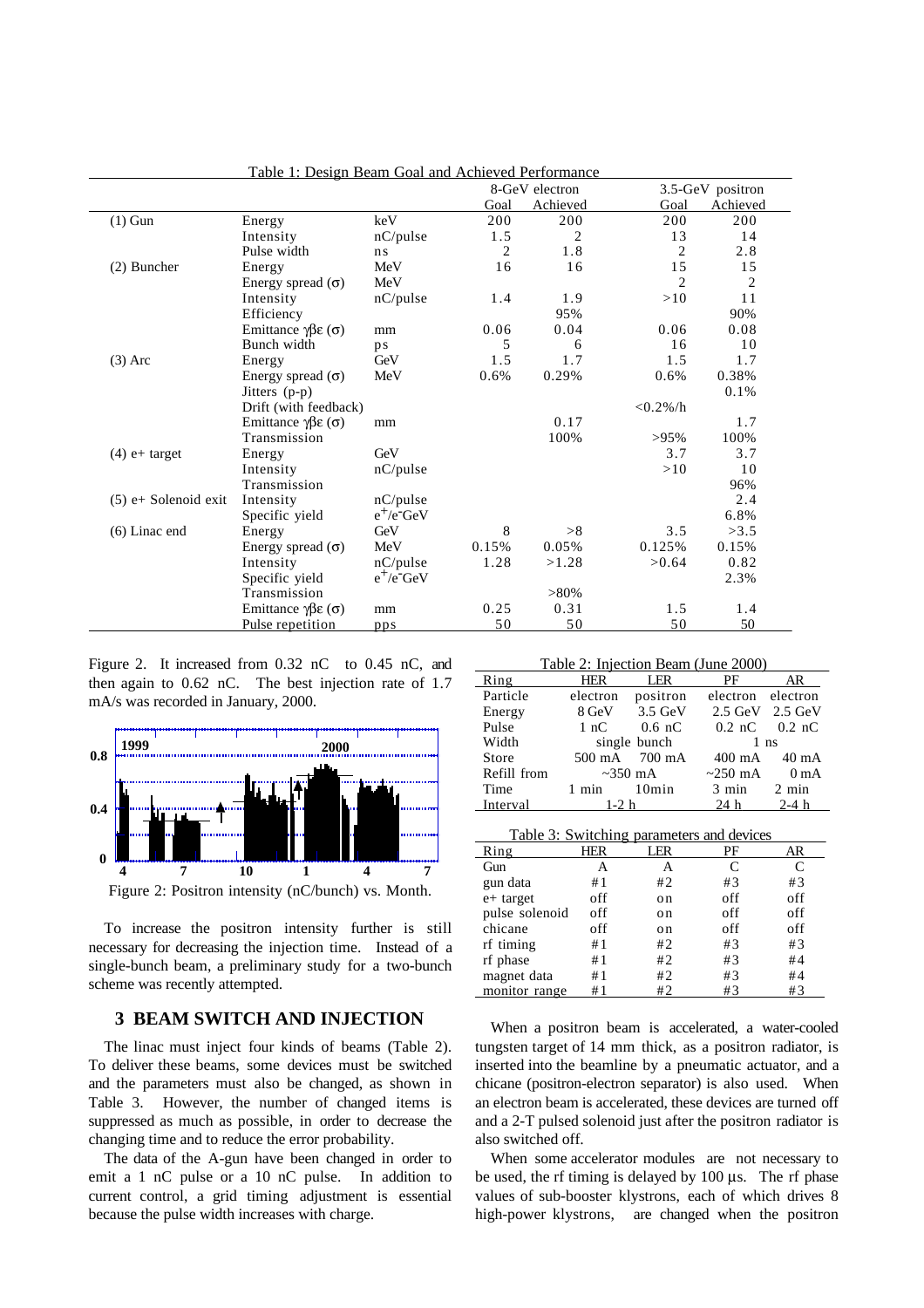Table 1: Design Beam Goal and Achieved Performance

| | | | 8-GeV electron | | 3.5-GeV positron | |
|---|---|---|---|---|---|---|
| | | | Goal | Achieved | Goal | Achieved |
| (1) Gun | Energy | keV | 200 | 200 | 200 | 200 |
| | Intensity | nC/pulse | 1.5 | 2 | 13 | 14 |
| | Pulse width | ns | 2 | 1.8 | 2 | 2.8 |
| (2) Buncher | Energy | MeV | 16 | 16 | 15 | 15 |
| | Energy spread (σ) | MeV | | | 2 | 2 |
| | Intensity | nC/pulse | 1.4 | 1.9 | >10 | 11 |
| | Efficiency | | | 95% | | 90% |
| | Emittance $\gamma\beta\varepsilon$ (σ) | mm | 0.06 | 0.04 | 0.06 | 0.08 |
| | Bunch width | ps | 5 | 6 | 16 | 10 |
| (3) Arc | Energy | GeV | 1.5 | 1.7 | 1.5 | 1.7 |
| | Energy spread (σ) | MeV | 0.6% | 0.29% | 0.6% | 0.38% |
| | Jitters (p-p) | | | | | 0.1% |
| | Drift (with feedback) | | | | <0.2%/h | |
| | Emittance $\gamma\beta\varepsilon$ (σ) | mm | | 0.17 | | 1.7 |
| | Transmission | | | 100% | >95% | 100% |
| (4) e+ target | Energy | GeV | | | 3.7 | 3.7 |
| | Intensity | nC/pulse | | | >10 | 10 |
| | Transmission | | | | | 96% |
| (5) e+ Solenoid exit | Intensity | nC/pulse | | | | 2.4 |
| | Specific yield | $e^+/e^-$GeV | | | | 6.8% |
| (6) Linac end | Energy | GeV | 8 | >8 | 3.5 | >3.5 |
| | Energy spread (σ) | MeV | 0.15% | 0.05% | 0.125% | 0.15% |
| | Intensity | nC/pulse | 1.28 | >1.28 | >0.64 | 0.82 |
| | Specific yield | $e^+/e^-$GeV | | | | 2.3% |
| | Transmission | | | >80% | | |
| | Emittance $\gamma\beta\varepsilon$ (σ) | mm | 0.25 | 0.31 | 1.5 | 1.4 |
| | Pulse repetition | pps | 50 | 50 | 50 | 50 |

Figure 2. It increased from 0.32 nC to 0.45 nC, and then again to 0.62 nC. The best injection rate of 1.7 mA/s was recorded in January, 2000.

Figure 2: Positron intensity (nC/bunch) vs. Month.

To increase the positron intensity further is still necessary for decreasing the injection time. Instead of a single-bunch beam, a preliminary study for a two-bunch scheme was recently attempted.

## 3 BEAM SWITCH AND INJECTION

The linac must inject four kinds of beams (Table 2). To deliver these beams, some devices must be switched and the parameters must also be changed, as shown in Table 3. However, the number of changed items is suppressed as much as possible, in order to decrease the changing time and to reduce the error probability.

The data of the A-gun have been changed in order to emit a 1 nC pulse or a 10 nC pulse. In addition to current control, a grid timing adjustment is essential because the pulse width increases with charge.

Table 2: Injection Beam (June 2000)

| Ring | HER | LER | PF | AR |
|---|---|---|---|---|
| Particle | electron | positron | electron | electron |
| Energy | 8 GeV | 3.5 GeV | 2.5 GeV | 2.5 GeV |
| Pulse | 1 nC | 0.6 nC | 0.2 nC | 0.2 nC |
| Width | single bunch | | 1 ns | |
| Store | 500 mA | 700 mA | 400 mA | 40 mA |
| Refill from | ~350 mA | | ~250 mA | 0 mA |
| Time | 1 min | 10min | 3 min | 2 min |
| Interval | 1-2 h | | 24 h | 2-4 h |

Table 3: Switching parameters and devices

| Ring | HER | LER | PF | AR |
|---|---|---|---|---|
| Gun | A | A | C | C |
| gun data | #1 | #2 | #3 | #3 |
| e+ target | off | on | off | off |
| pulse solenoid | off | on | off | off |
| chicane | off | on | off | off |
| rf timing | #1 | #2 | #3 | #3 |
| rf phase | #1 | #2 | #3 | #4 |
| magnet data | #1 | #2 | #3 | #4 |
| monitor range | #1 | #2 | #3 | #3 |

When a positron beam is accelerated, a water-cooled tungsten target of 14 mm thick, as a positron radiator, is inserted into the beamline by a pneumatic actuator, and a chicane (positron-electron separator) is also used. When an electron beam is accelerated, these devices are turned off and a 2-T pulsed solenoid just after the positron radiator is also switched off.

When some accelerator modules are not necessary to be used, the rf timing is delayed by 100 µs. The rf phase values of sub-booster klystrons, each of which drives 8 high-power klystrons, are changed when the positron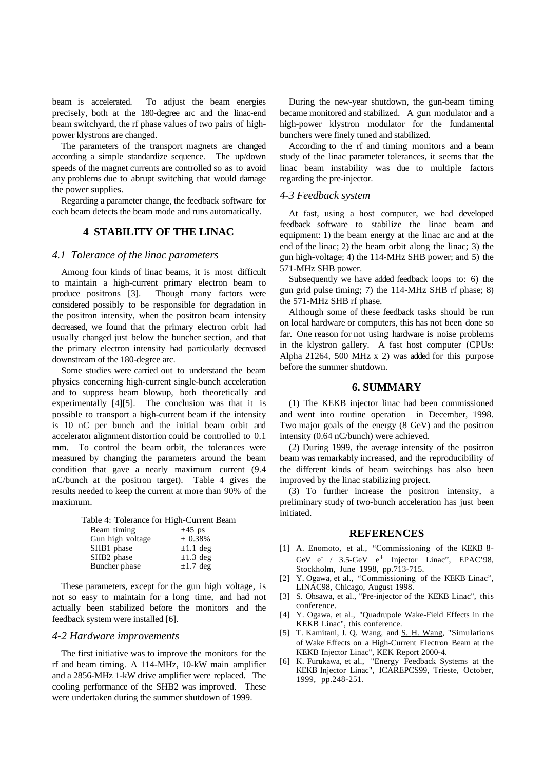beam is accelerated. To adjust the beam energies precisely, both at the 180-degree arc and the linac-end beam switchyard, the rf phase values of two pairs of high-power klystrons are changed.

The parameters of the transport magnets are changed according a simple standardize sequence. The up/down speeds of the magnet currents are controlled so as to avoid any problems due to abrupt switching that would damage the power supplies.

Regarding a parameter change, the feedback software for each beam detects the beam mode and runs automatically.

## 4 STABILITY OF THE LINAC

### *4.1 Tolerance of the linac parameters*

Among four kinds of linac beams, it is most difficult to maintain a high-current primary electron beam to produce positrons [3]. Though many factors were considered possibly to be responsible for degradation in the positron intensity, when the positron beam intensity decreased, we found that the primary electron orbit had usually changed just below the buncher section, and that the primary electron intensity had particularly decreased downstream of the 180-degree arc.

Some studies were carried out to understand the beam physics concerning high-current single-bunch acceleration and to suppress beam blowup, both theoretically and experimentally [4][5]. The conclusion was that it is possible to transport a high-current beam if the intensity is 10 nC per bunch and the initial beam orbit and accelerator alignment distortion could be controlled to 0.1 mm. To control the beam orbit, the tolerances were measured by changing the parameters around the beam condition that gave a nearly maximum current (9.4 nC/bunch at the positron target). Table 4 gives the results needed to keep the current at more than 90% of the maximum.

Table 4: Tolerance for High-Current Beam

| | |
|---|---|
| Beam timing | ±45 ps |
| Gun high voltage | ± 0.38% |
| SHB1 phase | ±1.1 deg |
| SHB2 phase | ±1.3 deg |
| Buncher phase | ±1.7 deg |

These parameters, except for the gun high voltage, is not so easy to maintain for a long time, and had not actually been stabilized before the monitors and the feedback system were installed [6].

### *4-2 Hardware improvements*

The first initiative was to improve the monitors for the rf and beam timing. A 114-MHz, 10-kW main amplifier and a 2856-MHz 1-kW drive amplifier were replaced. The cooling performance of the SHB2 was improved. These were undertaken during the summer shutdown of 1999.

During the new-year shutdown, the gun-beam timing became monitored and stabilized. A gun modulator and a high-power klystron modulator for the fundamental bunchers were finely tuned and stabilized.

According to the rf and timing monitors and a beam study of the linac parameter tolerances, it seems that the linac beam instability was due to multiple factors regarding the pre-injector.

### *4-3 Feedback system*

At fast, using a host computer, we had developed feedback software to stabilize the linac beam and equipment: 1) the beam energy at the linac arc and at the end of the linac; 2) the beam orbit along the linac; 3) the gun high-voltage; 4) the 114-MHz SHB power; and 5) the 571-MHz SHB power.

Subsequently we have added feedback loops to: 6) the gun grid pulse timing; 7) the 114-MHz SHB rf phase; 8) the 571-MHz SHB rf phase.

Although some of these feedback tasks should be run on local hardware or computers, this has not been done so far. One reason for not using hardware is noise problems in the klystron gallery. A fast host computer (CPUs: Alpha 21264, 500 MHz x 2) was added for this purpose before the summer shutdown.

## 6. SUMMARY

(1) The KEKB injector linac had been commissioned and went into routine operation in December, 1998. Two major goals of the energy (8 GeV) and the positron intensity (0.64 nC/bunch) were achieved.

(2) During 1999, the average intensity of the positron beam was remarkably increased, and the reproducibility of the different kinds of beam switchings has also been improved by the linac stabilizing project.

(3) To further increase the positron intensity, a preliminary study of two-bunch acceleration has just been initiated.

## REFERENCES

[1] A. Enomoto, et al., "Commissioning of the KEKB 8-GeV $e^-$ / 3.5-GeV $e^+$ Injector Linac", EPAC'98, Stockholm, June 1998, pp.713-715.

[2] Y. Ogawa, et al., "Commissioning of the KEKB Linac", LINAC98, Chicago, August 1998.

[3] S. Ohsawa, et al., "Pre-injector of the KEKB Linac", this conference.

[4] Y. Ogawa, et al., "Quadrupole Wake-Field Effects in the KEKB Linac", this conference.

[5] T. Kamitani, J. Q. Wang, and S. H. Wang, "Simulations of Wake Effects on a High-Current Electron Beam at the KEKB Injector Linac", KEK Report 2000-4.

[6] K. Furukawa, et al., "Energy Feedback Systems at the KEKB Injector Linac", ICAREPCS99, Trieste, October, 1999, pp.248-251.